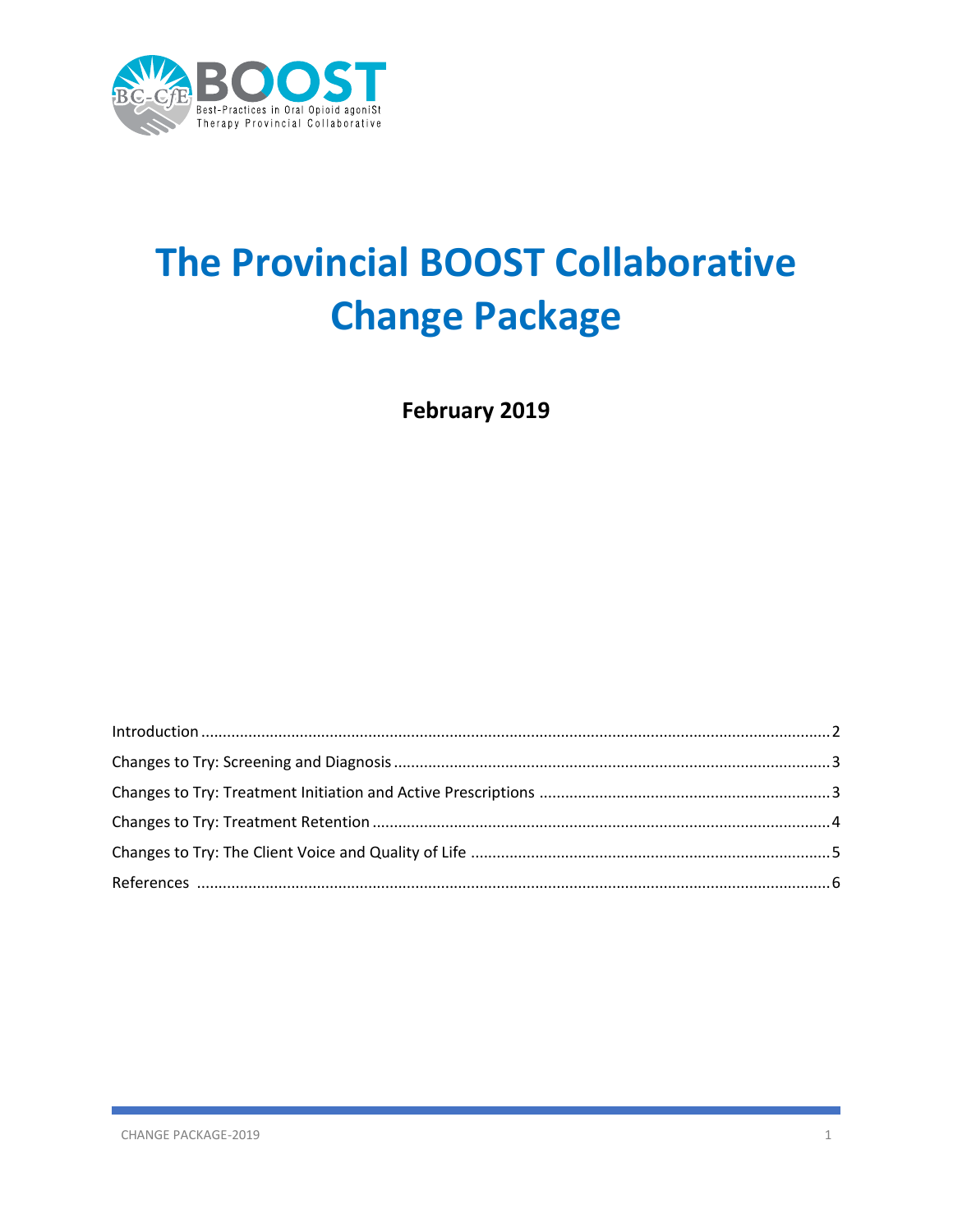BOOST

Best-Practices in Oral Opioid agoniSt Therapy Provincial Collaborative

# The Provincial BOOST Collaborative Change Package

**February 2019**

Introduction ........................................................................ 2

Changes to Try: Screening and Diagnosis ........................................... 3

Changes to Try: Treatment Initiation and Active Prescriptions ...................... 3

Changes to Try: Treatment Retention ................................................ 4

Changes to Try: The Client Voice and Quality of Life .............................. 5

References .......................................................................... 6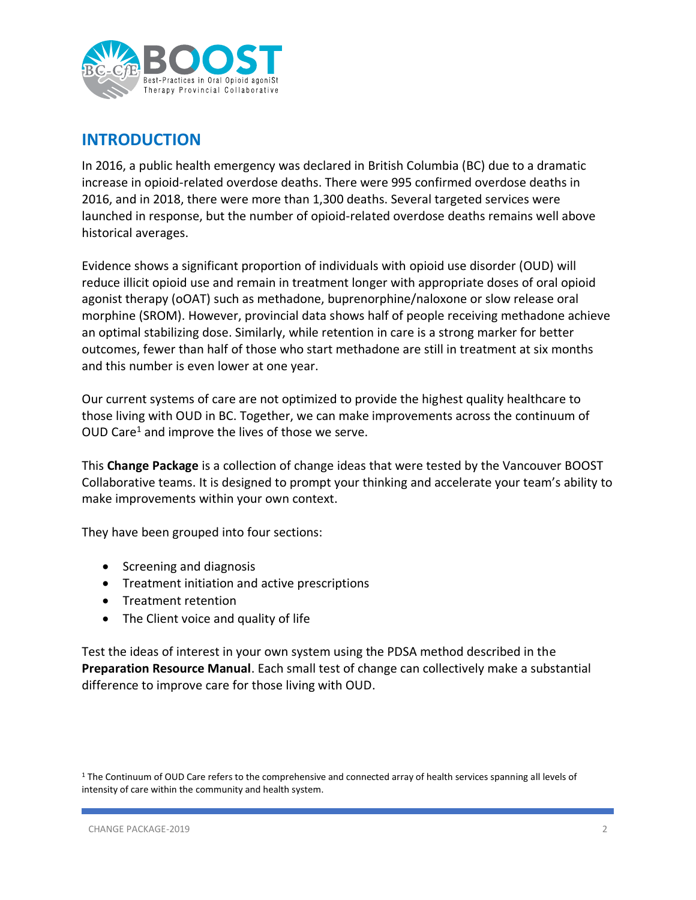## INTRODUCTION

In 2016, a public health emergency was declared in British Columbia (BC) due to a dramatic increase in opioid-related overdose deaths. There were 995 confirmed overdose deaths in 2016, and in 2018, there were more than 1,300 deaths. Several targeted services were launched in response, but the number of opioid-related overdose deaths remains well above historical averages.

Evidence shows a significant proportion of individuals with opioid use disorder (OUD) will reduce illicit opioid use and remain in treatment longer with appropriate doses of oral opioid agonist therapy (oOAT) such as methadone, buprenorphine/naloxone or slow release oral morphine (SROM). However, provincial data shows half of people receiving methadone achieve an optimal stabilizing dose. Similarly, while retention in care is a strong marker for better outcomes, fewer than half of those who start methadone are still in treatment at six months and this number is even lower at one year.

Our current systems of care are not optimized to provide the highest quality healthcare to those living with OUD in BC. Together, we can make improvements across the continuum of OUD Care[1] and improve the lives of those we serve.

This **Change Package** is a collection of change ideas that were tested by the Vancouver BOOST Collaborative teams. It is designed to prompt your thinking and accelerate your team's ability to make improvements within your own context.

They have been grouped into four sections:

- Screening and diagnosis
- Treatment initiation and active prescriptions
- Treatment retention
- The Client voice and quality of life

Test the ideas of interest in your own system using the PDSA method described in the **Preparation Resource Manual**. Each small test of change can collectively make a substantial difference to improve care for those living with OUD.

[1] The Continuum of OUD Care refers to the comprehensive and connected array of health services spanning all levels of intensity of care within the community and health system.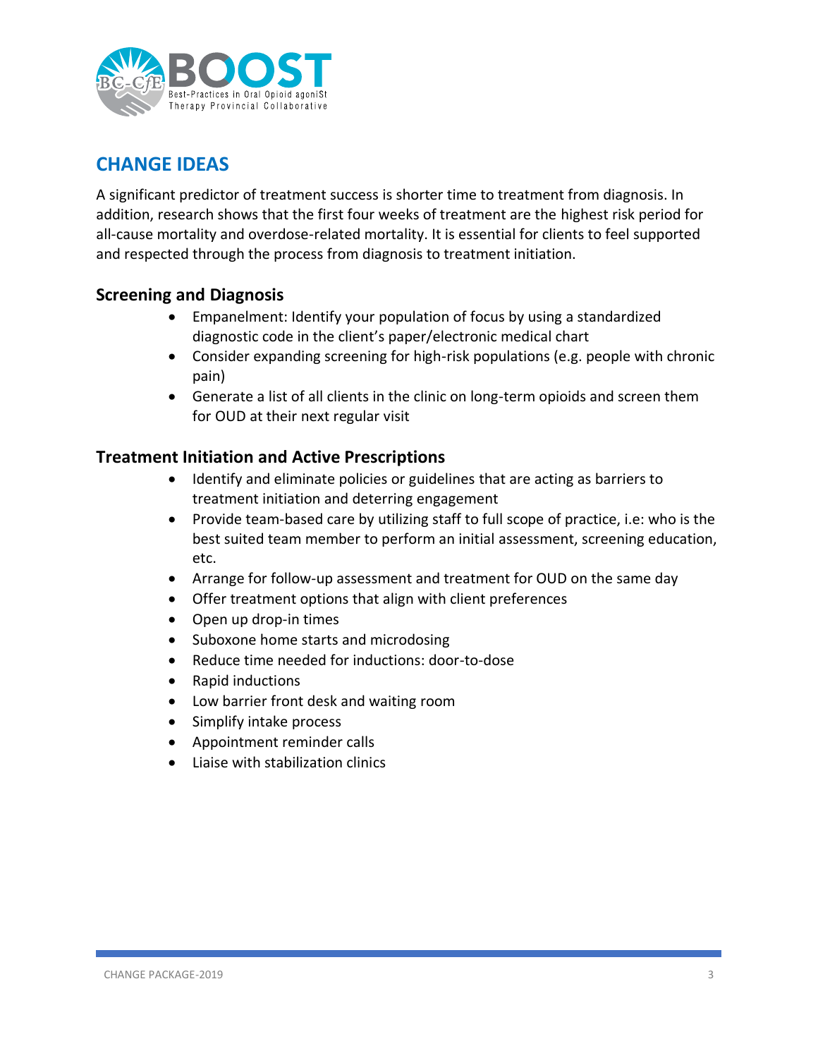## CHANGE IDEAS

A significant predictor of treatment success is shorter time to treatment from diagnosis. In addition, research shows that the first four weeks of treatment are the highest risk period for all-cause mortality and overdose-related mortality. It is essential for clients to feel supported and respected through the process from diagnosis to treatment initiation.

### Screening and Diagnosis

- Empanelment: Identify your population of focus by using a standardized diagnostic code in the client's paper/electronic medical chart
- Consider expanding screening for high-risk populations (e.g. people with chronic pain)
- Generate a list of all clients in the clinic on long-term opioids and screen them for OUD at their next regular visit

### Treatment Initiation and Active Prescriptions

- Identify and eliminate policies or guidelines that are acting as barriers to treatment initiation and deterring engagement
- Provide team-based care by utilizing staff to full scope of practice, i.e: who is the best suited team member to perform an initial assessment, screening education, etc.
- Arrange for follow-up assessment and treatment for OUD on the same day
- Offer treatment options that align with client preferences
- Open up drop-in times
- Suboxone home starts and microdosing
- Reduce time needed for inductions: door-to-dose
- Rapid inductions
- Low barrier front desk and waiting room
- Simplify intake process
- Appointment reminder calls
- Liaise with stabilization clinics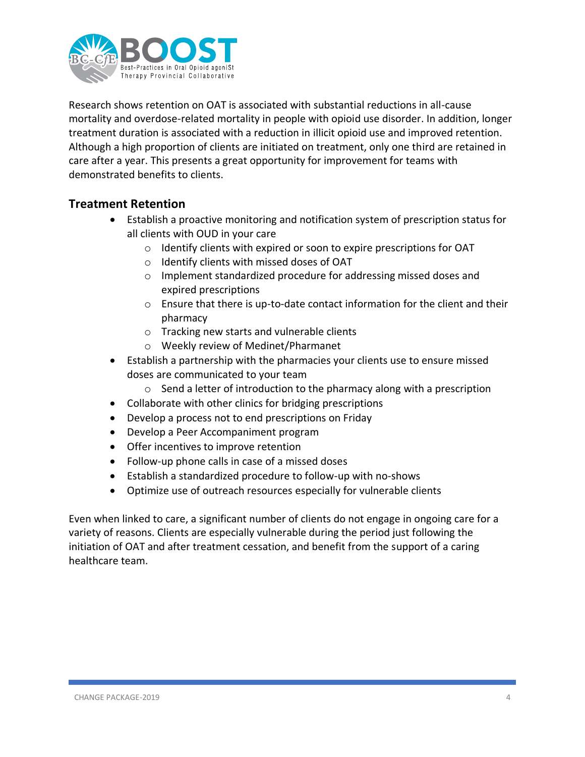Research shows retention on OAT is associated with substantial reductions in all-cause mortality and overdose-related mortality in people with opioid use disorder. In addition, longer treatment duration is associated with a reduction in illicit opioid use and improved retention. Although a high proportion of clients are initiated on treatment, only one third are retained in care after a year. This presents a great opportunity for improvement for teams with demonstrated benefits to clients.

## Treatment Retention

- Establish a proactive monitoring and notification system of prescription status for all clients with OUD in your care
  - Identify clients with expired or soon to expire prescriptions for OAT
  - Identify clients with missed doses of OAT
  - Implement standardized procedure for addressing missed doses and expired prescriptions
  - Ensure that there is up-to-date contact information for the client and their pharmacy
  - Tracking new starts and vulnerable clients
  - Weekly review of Medinet/Pharmanet
- Establish a partnership with the pharmacies your clients use to ensure missed doses are communicated to your team
  - Send a letter of introduction to the pharmacy along with a prescription
- Collaborate with other clinics for bridging prescriptions
- Develop a process not to end prescriptions on Friday
- Develop a Peer Accompaniment program
- Offer incentives to improve retention
- Follow-up phone calls in case of a missed doses
- Establish a standardized procedure to follow-up with no-shows
- Optimize use of outreach resources especially for vulnerable clients

Even when linked to care, a significant number of clients do not engage in ongoing care for a variety of reasons. Clients are especially vulnerable during the period just following the initiation of OAT and after treatment cessation, and benefit from the support of a caring healthcare team.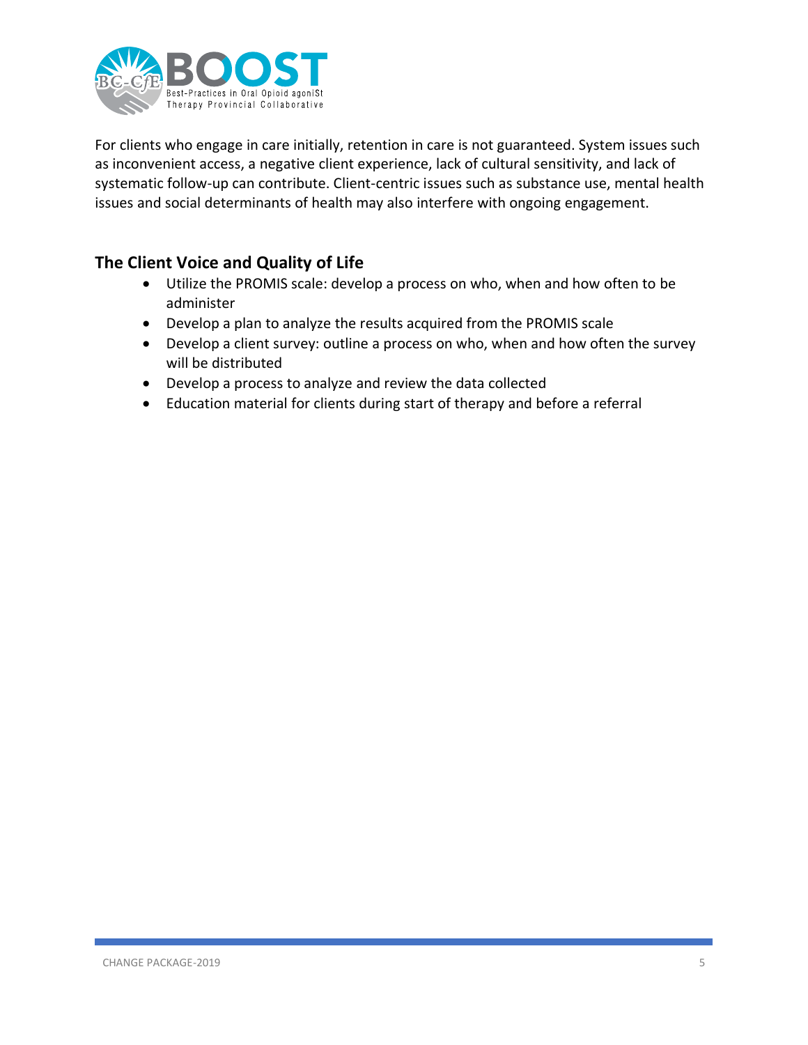For clients who engage in care initially, retention in care is not guaranteed. System issues such as inconvenient access, a negative client experience, lack of cultural sensitivity, and lack of systematic follow-up can contribute. Client-centric issues such as substance use, mental health issues and social determinants of health may also interfere with ongoing engagement.

## The Client Voice and Quality of Life

- Utilize the PROMIS scale: develop a process on who, when and how often to be administer
- Develop a plan to analyze the results acquired from the PROMIS scale
- Develop a client survey: outline a process on who, when and how often the survey will be distributed
- Develop a process to analyze and review the data collected
- Education material for clients during start of therapy and before a referral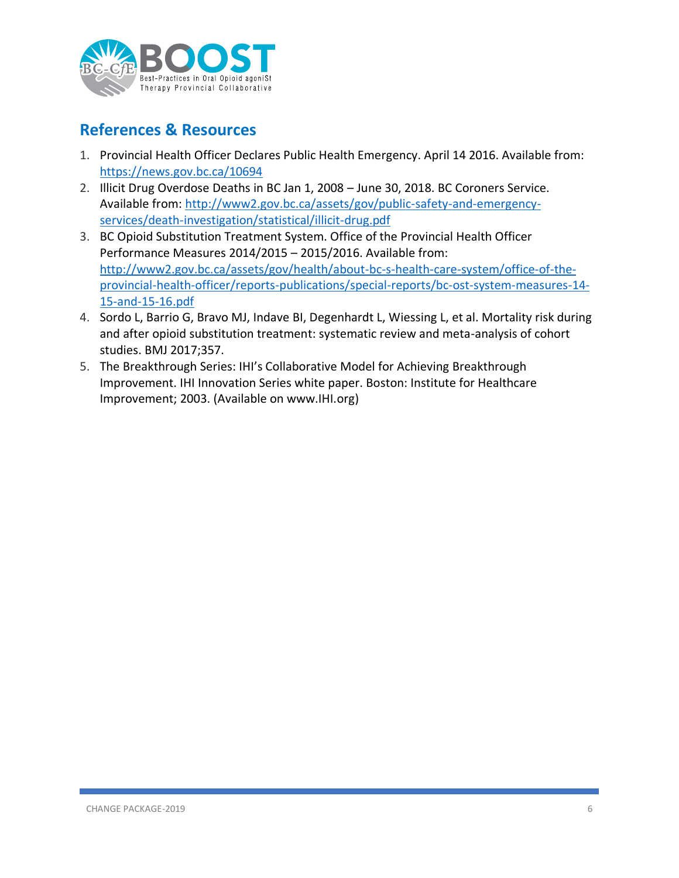## References & Resources

1. Provincial Health Officer Declares Public Health Emergency. April 14 2016. Available from: https://news.gov.bc.ca/10694
2. Illicit Drug Overdose Deaths in BC Jan 1, 2008 – June 30, 2018. BC Coroners Service. Available from: http://www2.gov.bc.ca/assets/gov/public-safety-and-emergency-services/death-investigation/statistical/illicit-drug.pdf
3. BC Opioid Substitution Treatment System. Office of the Provincial Health Officer Performance Measures 2014/2015 – 2015/2016. Available from: http://www2.gov.bc.ca/assets/gov/health/about-bc-s-health-care-system/office-of-the-provincial-health-officer/reports-publications/special-reports/bc-ost-system-measures-14-15-and-15-16.pdf
4. Sordo L, Barrio G, Bravo MJ, Indave BI, Degenhardt L, Wiessing L, et al. Mortality risk during and after opioid substitution treatment: systematic review and meta-analysis of cohort studies. BMJ 2017;357.
5. The Breakthrough Series: IHI's Collaborative Model for Achieving Breakthrough Improvement. IHI Innovation Series white paper. Boston: Institute for Healthcare Improvement; 2003. (Available on www.IHI.org)